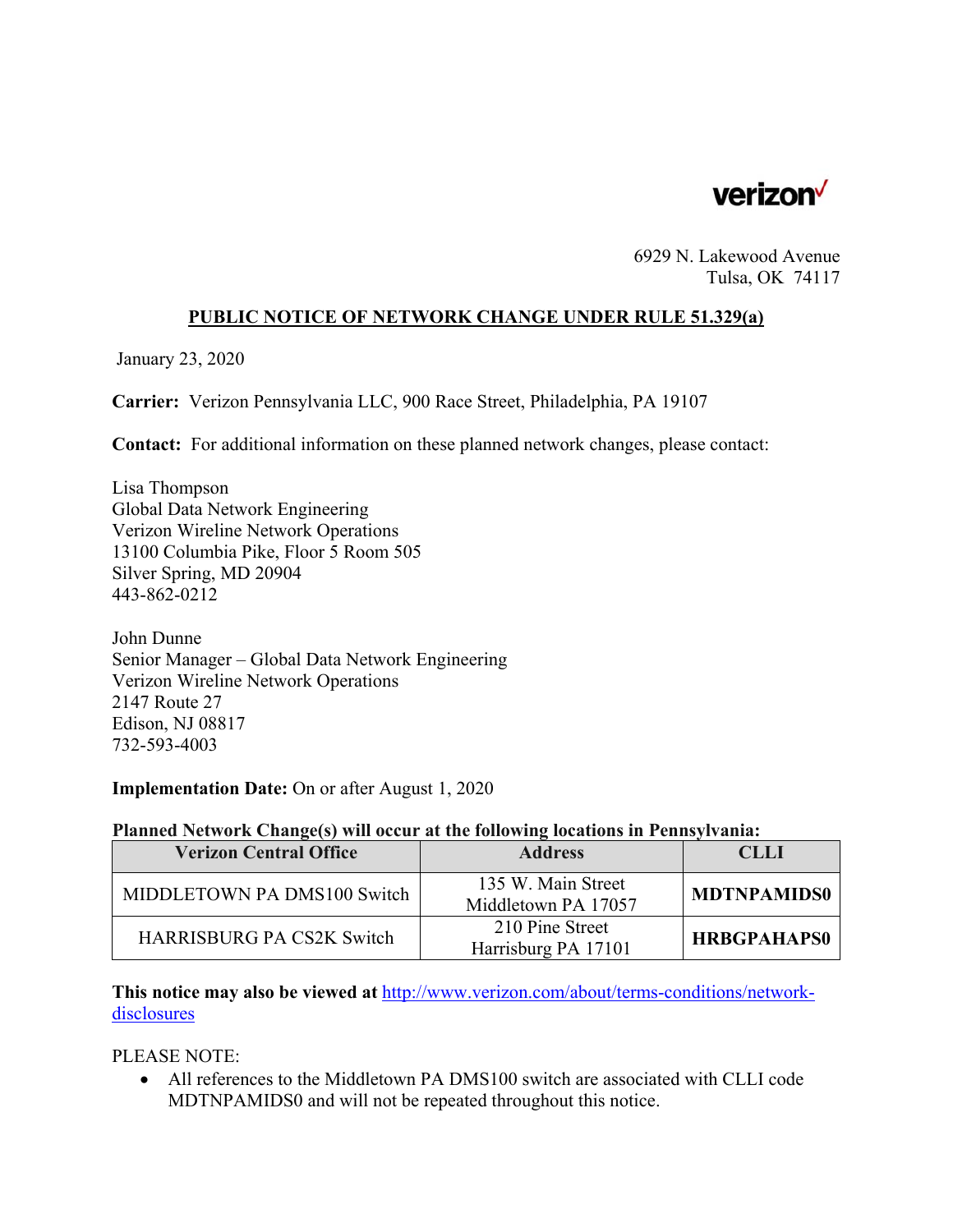verizon

6929 N. Lakewood Avenue
Tulsa, OK 74117

## PUBLIC NOTICE OF NETWORK CHANGE UNDER RULE 51.329(a)

January 23, 2020

**Carrier:** Verizon Pennsylvania LLC, 900 Race Street, Philadelphia, PA 19107

**Contact:** For additional information on these planned network changes, please contact:

Lisa Thompson
Global Data Network Engineering
Verizon Wireline Network Operations
13100 Columbia Pike, Floor 5 Room 505
Silver Spring, MD 20904
443-862-0212

John Dunne
Senior Manager – Global Data Network Engineering
Verizon Wireline Network Operations
2147 Route 27
Edison, NJ 08817
732-593-4003

**Implementation Date:** On or after August 1, 2020

**Planned Network Change(s) will occur at the following locations in Pennsylvania:**

| Verizon Central Office | Address | CLLI |
|---|---|---|
| MIDDLETOWN PA DMS100 Switch | 135 W. Main Street Middletown PA 17057 | **MDTNPAMIDS0** |
| HARRISBURG PA CS2K Switch | 210 Pine Street Harrisburg PA 17101 | **HRBGPAHAPS0** |

**This notice may also be viewed at** [http://www.verizon.com/about/terms-conditions/network-disclosures](http://www.verizon.com/about/terms-conditions/network-disclosures)

PLEASE NOTE:

- All references to the Middletown PA DMS100 switch are associated with CLLI code MDTNPAMIDS0 and will not be repeated throughout this notice.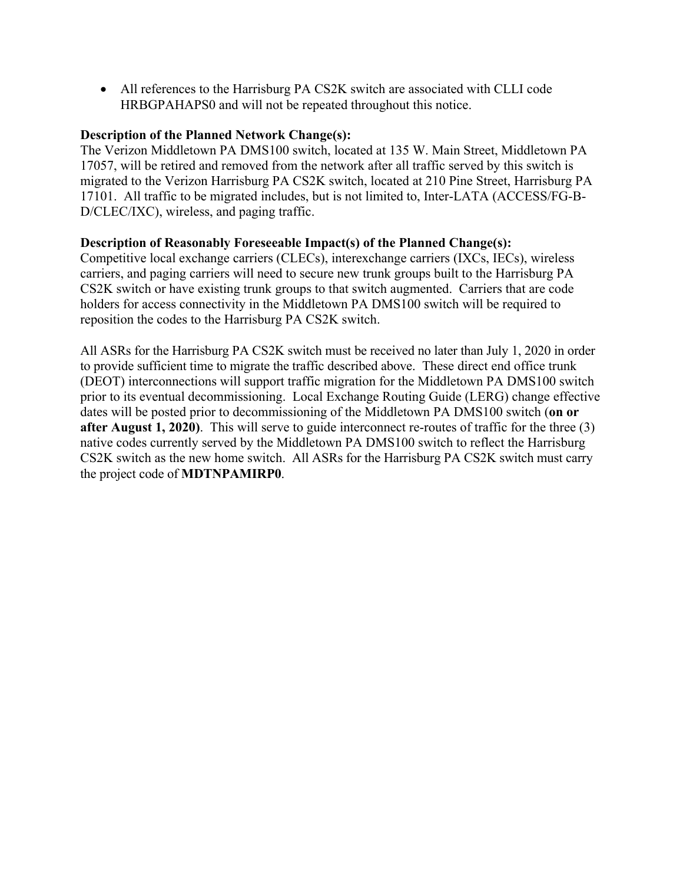- All references to the Harrisburg PA CS2K switch are associated with CLLI code HRBGPAHAPS0 and will not be repeated throughout this notice.

**Description of the Planned Network Change(s):**
The Verizon Middletown PA DMS100 switch, located at 135 W. Main Street, Middletown PA 17057, will be retired and removed from the network after all traffic served by this switch is migrated to the Verizon Harrisburg PA CS2K switch, located at 210 Pine Street, Harrisburg PA 17101. All traffic to be migrated includes, but is not limited to, Inter-LATA (ACCESS/FG-B-D/CLEC/IXC), wireless, and paging traffic.

**Description of Reasonably Foreseeable Impact(s) of the Planned Change(s):**
Competitive local exchange carriers (CLECs), interexchange carriers (IXCs, IECs), wireless carriers, and paging carriers will need to secure new trunk groups built to the Harrisburg PA CS2K switch or have existing trunk groups to that switch augmented. Carriers that are code holders for access connectivity in the Middletown PA DMS100 switch will be required to reposition the codes to the Harrisburg PA CS2K switch.

All ASRs for the Harrisburg PA CS2K switch must be received no later than July 1, 2020 in order to provide sufficient time to migrate the traffic described above. These direct end office trunk (DEOT) interconnections will support traffic migration for the Middletown PA DMS100 switch prior to its eventual decommissioning. Local Exchange Routing Guide (LERG) change effective dates will be posted prior to decommissioning of the Middletown PA DMS100 switch (**on or after August 1, 2020)**. This will serve to guide interconnect re-routes of traffic for the three (3) native codes currently served by the Middletown PA DMS100 switch to reflect the Harrisburg CS2K switch as the new home switch. All ASRs for the Harrisburg PA CS2K switch must carry the project code of **MDTNPAMIRP0**.